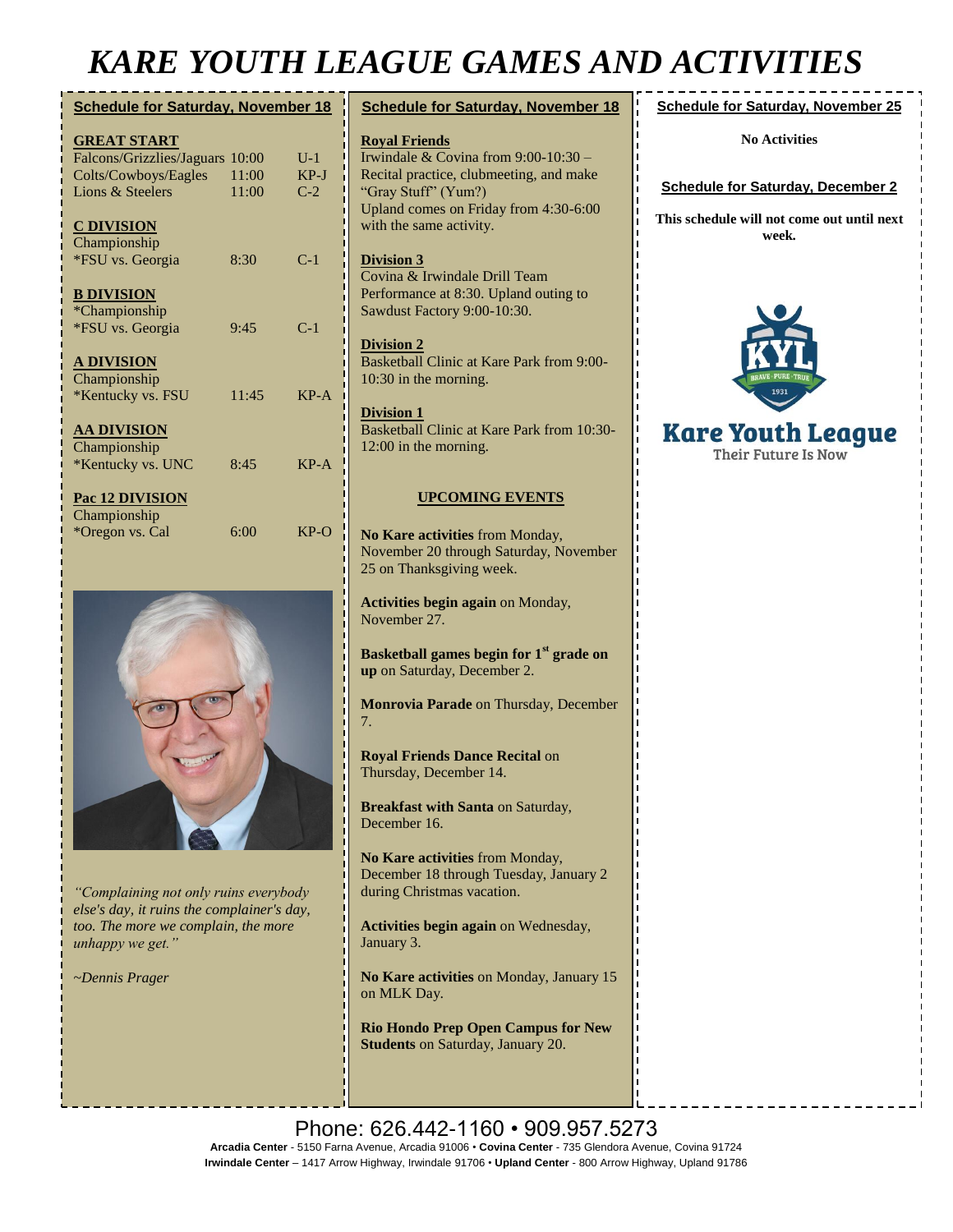# KARE YOUTH LEAGUE GAMES AND ACTIVITIES

## Schedule for Saturday, November 18

**GREAT START**

| | | |
|---|---|---|
| Falcons/Grizzlies/Jaguars | 10:00 | U-1 |
| Colts/Cowboys/Eagles | 11:00 | KP-J |
| Lions & Steelers | 11:00 | C-2 |

**C DIVISION**

Championship

| | | |
|---|---|---|
| *FSU vs. Georgia | 8:30 | C-1 |

**B DIVISION**

*Championship

| | | |
|---|---|---|
| *FSU vs. Georgia | 9:45 | C-1 |

**A DIVISION**

Championship

| | | |
|---|---|---|
| *Kentucky vs. FSU | 11:45 | KP-A |

**AA DIVISION**

Championship

| | | |
|---|---|---|
| *Kentucky vs. UNC | 8:45 | KP-A |

**Pac 12 DIVISION**

Championship

| | | |
|---|---|---|
| *Oregon vs. Cal | 6:00 | KP-O |

*"Complaining not only ruins everybody else's day, it ruins the complainer's day, too. The more we complain, the more unhappy we get."*

*~Dennis Prager*

## Schedule for Saturday, November 18

**Royal Friends**

Irwindale & Covina from 9:00-10:30 – Recital practice, clubmeeting, and make "Gray Stuff" (Yum?)
Upland comes on Friday from 4:30-6:00 with the same activity.

**Division 3**

Covina & Irwindale Drill Team Performance at 8:30. Upland outing to Sawdust Factory 9:00-10:30.

**Division 2**

Basketball Clinic at Kare Park from 9:00-10:30 in the morning.

**Division 1**

Basketball Clinic at Kare Park from 10:30-12:00 in the morning.

### UPCOMING EVENTS

**No Kare activities** from Monday, November 20 through Saturday, November 25 on Thanksgiving week.

**Activities begin again** on Monday, November 27.

**Basketball games begin for 1st grade on up** on Saturday, December 2.

**Monrovia Parade** on Thursday, December 7.

**Royal Friends Dance Recital** on Thursday, December 14.

**Breakfast with Santa** on Saturday, December 16.

**No Kare activities** from Monday, December 18 through Tuesday, January 2 during Christmas vacation.

**Activities begin again** on Wednesday, January 3.

**No Kare activities** on Monday, January 15 on MLK Day.

**Rio Hondo Prep Open Campus for New Students** on Saturday, January 20.

## Schedule for Saturday, November 25

**No Activities**

## Schedule for Saturday, December 2

**This schedule will not come out until next week.**

KYL BRAVE · PURE · TRUE 1931

**Kare Youth League**
Their Future Is Now

Phone: 626.442-1160 • 909.957.5273

**Arcadia Center** - 5150 Farna Avenue, Arcadia 91006 • **Covina Center** - 735 Glendora Avenue, Covina 91724
**Irwindale Center** – 1417 Arrow Highway, Irwindale 91706 • **Upland Center** - 800 Arrow Highway, Upland 91786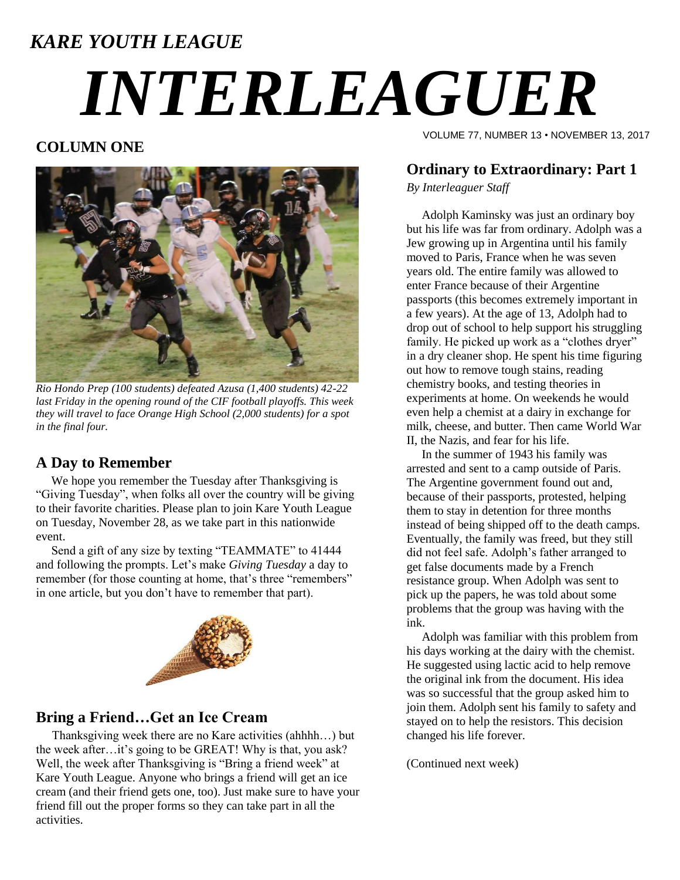*KARE YOUTH LEAGUE*

# *INTERLEAGUER*

VOLUME 77, NUMBER 13 • NOVEMBER 13, 2017

## COLUMN ONE

*Rio Hondo Prep (100 students) defeated Azusa (1,400 students) 42-22 last Friday in the opening round of the CIF football playoffs. This week they will travel to face Orange High School (2,000 students) for a spot in the final four.*

### A Day to Remember

We hope you remember the Tuesday after Thanksgiving is "Giving Tuesday", when folks all over the country will be giving to their favorite charities. Please plan to join Kare Youth League on Tuesday, November 28, as we take part in this nationwide event.

Send a gift of any size by texting "TEAMMATE" to 41444 and following the prompts. Let's make *Giving Tuesday* a day to remember (for those counting at home, that's three "remembers" in one article, but you don't have to remember that part).

### Bring a Friend…Get an Ice Cream

Thanksgiving week there are no Kare activities (ahhhh…) but the week after…it's going to be GREAT! Why is that, you ask? Well, the week after Thanksgiving is "Bring a friend week" at Kare Youth League. Anyone who brings a friend will get an ice cream (and their friend gets one, too). Just make sure to have your friend fill out the proper forms so they can take part in all the activities.

### Ordinary to Extraordinary: Part 1

*By Interleaguer Staff*

Adolph Kaminsky was just an ordinary boy but his life was far from ordinary. Adolph was a Jew growing up in Argentina until his family moved to Paris, France when he was seven years old. The entire family was allowed to enter France because of their Argentine passports (this becomes extremely important in a few years). At the age of 13, Adolph had to drop out of school to help support his struggling family. He picked up work as a "clothes dryer" in a dry cleaner shop. He spent his time figuring out how to remove tough stains, reading chemistry books, and testing theories in experiments at home. On weekends he would even help a chemist at a dairy in exchange for milk, cheese, and butter. Then came World War II, the Nazis, and fear for his life.

In the summer of 1943 his family was arrested and sent to a camp outside of Paris. The Argentine government found out and, because of their passports, protested, helping them to stay in detention for three months instead of being shipped off to the death camps. Eventually, the family was freed, but they still did not feel safe. Adolph's father arranged to get false documents made by a French resistance group. When Adolph was sent to pick up the papers, he was told about some problems that the group was having with the ink.

Adolph was familiar with this problem from his days working at the dairy with the chemist. He suggested using lactic acid to help remove the original ink from the document. His idea was so successful that the group asked him to join them. Adolph sent his family to safety and stayed on to help the resistors. This decision changed his life forever.

(Continued next week)